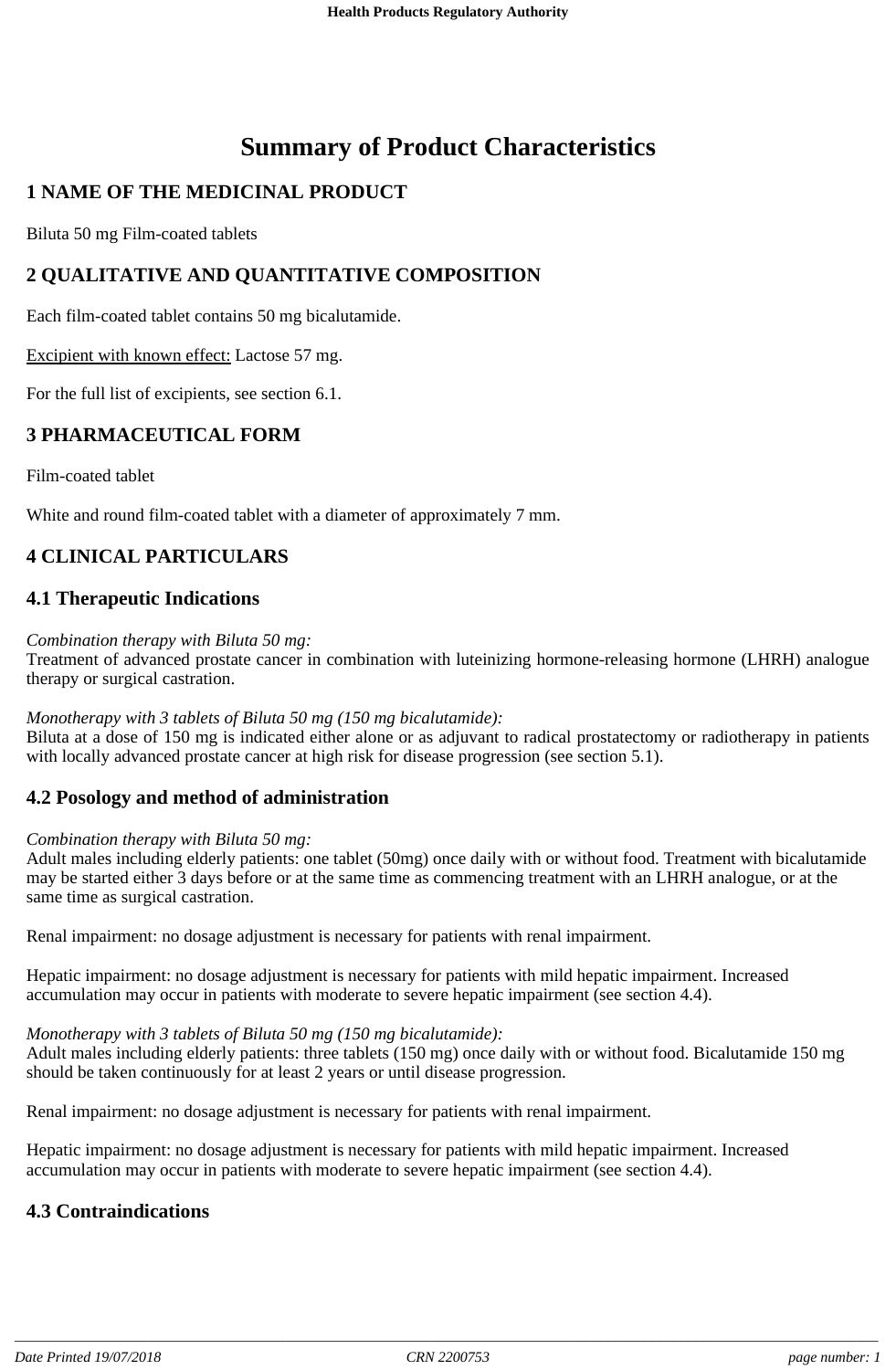# Summary of Product Characteristics

## 1 NAME OF THE MEDICINAL PRODUCT

Biluta 50 mg Film-coated tablets

## 2 QUALITATIVE AND QUANTITATIVE COMPOSITION

Each film-coated tablet contains 50 mg bicalutamide.

Excipient with known effect: Lactose 57 mg.

For the full list of excipients, see section 6.1.

## 3 PHARMACEUTICAL FORM

Film-coated tablet

White and round film-coated tablet with a diameter of approximately 7 mm.

## 4 CLINICAL PARTICULARS

### 4.1 Therapeutic Indications

*Combination therapy with Biluta 50 mg:*
Treatment of advanced prostate cancer in combination with luteinizing hormone-releasing hormone (LHRH) analogue therapy or surgical castration.

*Monotherapy with 3 tablets of Biluta 50 mg (150 mg bicalutamide):*
Biluta at a dose of 150 mg is indicated either alone or as adjuvant to radical prostatectomy or radiotherapy in patients with locally advanced prostate cancer at high risk for disease progression (see section 5.1).

### 4.2 Posology and method of administration

*Combination therapy with Biluta 50 mg:*
Adult males including elderly patients: one tablet (50mg) once daily with or without food. Treatment with bicalutamide may be started either 3 days before or at the same time as commencing treatment with an LHRH analogue, or at the same time as surgical castration.

Renal impairment: no dosage adjustment is necessary for patients with renal impairment.

Hepatic impairment: no dosage adjustment is necessary for patients with mild hepatic impairment. Increased accumulation may occur in patients with moderate to severe hepatic impairment (see section 4.4).

*Monotherapy with 3 tablets of Biluta 50 mg (150 mg bicalutamide):*
Adult males including elderly patients: three tablets (150 mg) once daily with or without food. Bicalutamide 150 mg should be taken continuously for at least 2 years or until disease progression.

Renal impairment: no dosage adjustment is necessary for patients with renal impairment.

Hepatic impairment: no dosage adjustment is necessary for patients with mild hepatic impairment. Increased accumulation may occur in patients with moderate to severe hepatic impairment (see section 4.4).

### 4.3 Contraindications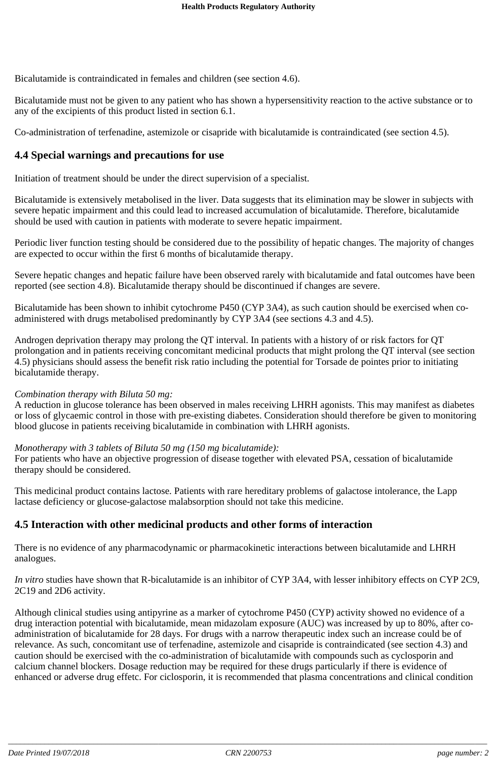Bicalutamide is contraindicated in females and children (see section 4.6).

Bicalutamide must not be given to any patient who has shown a hypersensitivity reaction to the active substance or to any of the excipients of this product listed in section 6.1.

Co-administration of terfenadine, astemizole or cisapride with bicalutamide is contraindicated (see section 4.5).

## 4.4 Special warnings and precautions for use

Initiation of treatment should be under the direct supervision of a specialist.

Bicalutamide is extensively metabolised in the liver. Data suggests that its elimination may be slower in subjects with severe hepatic impairment and this could lead to increased accumulation of bicalutamide. Therefore, bicalutamide should be used with caution in patients with moderate to severe hepatic impairment.

Periodic liver function testing should be considered due to the possibility of hepatic changes. The majority of changes are expected to occur within the first 6 months of bicalutamide therapy.

Severe hepatic changes and hepatic failure have been observed rarely with bicalutamide and fatal outcomes have been reported (see section 4.8). Bicalutamide therapy should be discontinued if changes are severe.

Bicalutamide has been shown to inhibit cytochrome P450 (CYP 3A4), as such caution should be exercised when co-administered with drugs metabolised predominantly by CYP 3A4 (see sections 4.3 and 4.5).

Androgen deprivation therapy may prolong the QT interval. In patients with a history of or risk factors for QT prolongation and in patients receiving concomitant medicinal products that might prolong the QT interval (see section 4.5) physicians should assess the benefit risk ratio including the potential for Torsade de pointes prior to initiating bicalutamide therapy.

*Combination therapy with Biluta 50 mg:*
A reduction in glucose tolerance has been observed in males receiving LHRH agonists. This may manifest as diabetes or loss of glycaemic control in those with pre-existing diabetes. Consideration should therefore be given to monitoring blood glucose in patients receiving bicalutamide in combination with LHRH agonists.

*Monotherapy with 3 tablets of Biluta 50 mg (150 mg bicalutamide):*
For patients who have an objective progression of disease together with elevated PSA, cessation of bicalutamide therapy should be considered.

This medicinal product contains lactose. Patients with rare hereditary problems of galactose intolerance, the Lapp lactase deficiency or glucose-galactose malabsorption should not take this medicine.

## 4.5 Interaction with other medicinal products and other forms of interaction

There is no evidence of any pharmacodynamic or pharmacokinetic interactions between bicalutamide and LHRH analogues.

*In vitro* studies have shown that R-bicalutamide is an inhibitor of CYP 3A4, with lesser inhibitory effects on CYP 2C9, 2C19 and 2D6 activity.

Although clinical studies using antipyrine as a marker of cytochrome P450 (CYP) activity showed no evidence of a drug interaction potential with bicalutamide, mean midazolam exposure (AUC) was increased by up to 80%, after co-administration of bicalutamide for 28 days. For drugs with a narrow therapeutic index such an increase could be of relevance. As such, concomitant use of terfenadine, astemizole and cisapride is contraindicated (see section 4.3) and caution should be exercised with the co-administration of bicalutamide with compounds such as cyclosporin and calcium channel blockers. Dosage reduction may be required for these drugs particularly if there is evidence of enhanced or adverse drug effetc. For ciclosporin, it is recommended that plasma concentrations and clinical condition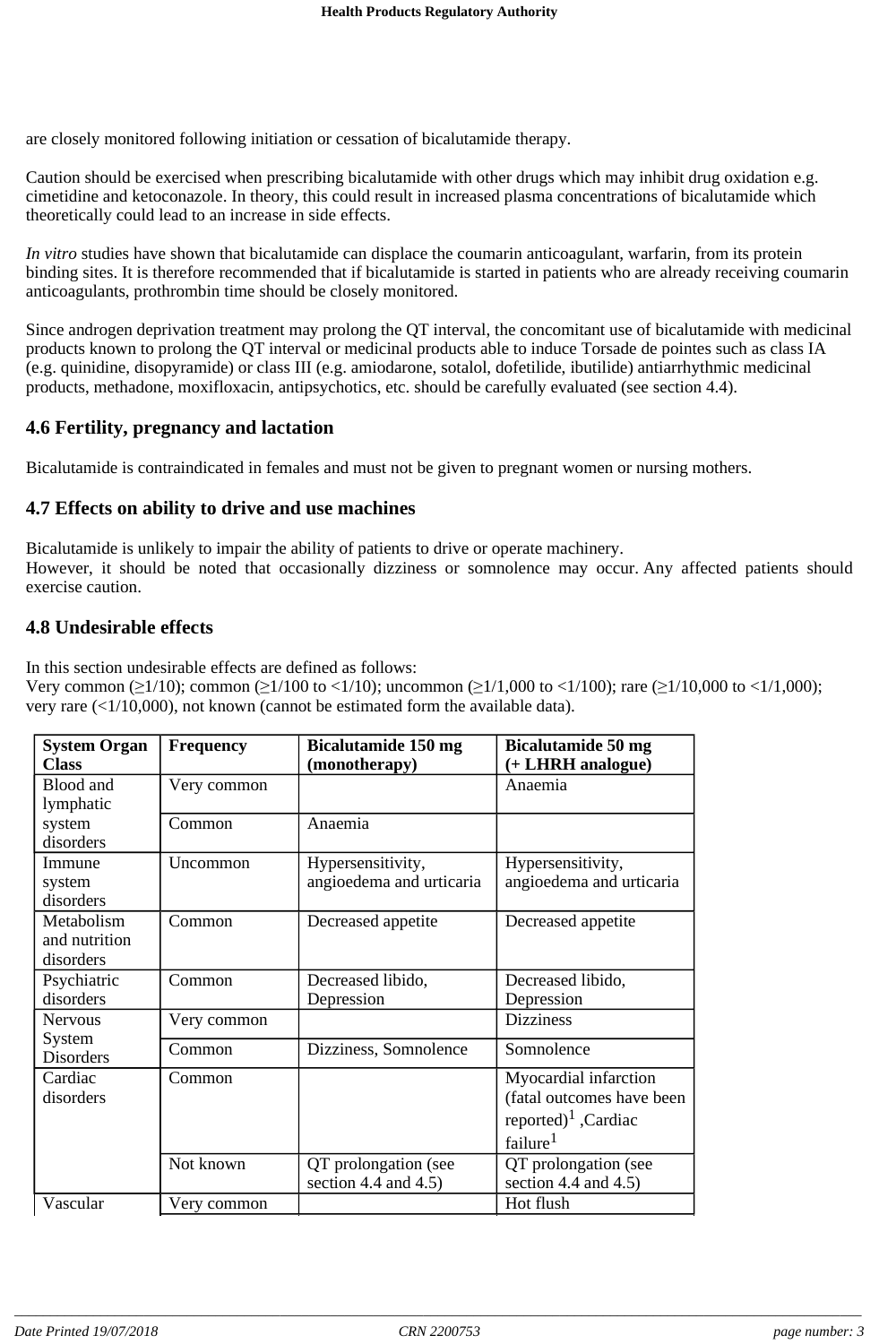are closely monitored following initiation or cessation of bicalutamide therapy.

Caution should be exercised when prescribing bicalutamide with other drugs which may inhibit drug oxidation e.g. cimetidine and ketoconazole. In theory, this could result in increased plasma concentrations of bicalutamide which theoretically could lead to an increase in side effects.

*In vitro* studies have shown that bicalutamide can displace the coumarin anticoagulant, warfarin, from its protein binding sites. It is therefore recommended that if bicalutamide is started in patients who are already receiving coumarin anticoagulants, prothrombin time should be closely monitored.

Since androgen deprivation treatment may prolong the QT interval, the concomitant use of bicalutamide with medicinal products known to prolong the QT interval or medicinal products able to induce Torsade de pointes such as class IA (e.g. quinidine, disopyramide) or class III (e.g. amiodarone, sotalol, dofetilide, ibutilide) antiarrhythmic medicinal products, methadone, moxifloxacin, antipsychotics, etc. should be carefully evaluated (see section 4.4).

## 4.6 Fertility, pregnancy and lactation

Bicalutamide is contraindicated in females and must not be given to pregnant women or nursing mothers.

## 4.7 Effects on ability to drive and use machines

Bicalutamide is unlikely to impair the ability of patients to drive or operate machinery.
However, it should be noted that occasionally dizziness or somnolence may occur. Any affected patients should exercise caution.

## 4.8 Undesirable effects

In this section undesirable effects are defined as follows:
Very common (≥1/10); common (≥1/100 to <1/10); uncommon (≥1/1,000 to <1/100); rare (≥1/10,000 to <1/1,000); very rare (<1/10,000), not known (cannot be estimated form the available data).

| System Organ Class | Frequency | Bicalutamide 150 mg (monotherapy) | Bicalutamide 50 mg (+ LHRH analogue) |
|---|---|---|---|
| Blood and lymphatic system disorders | Very common | | Anaemia |
| | Common | Anaemia | |
| Immune system disorders | Uncommon | Hypersensitivity, angioedema and urticaria | Hypersensitivity, angioedema and urticaria |
| Metabolism and nutrition disorders | Common | Decreased appetite | Decreased appetite |
| Psychiatric disorders | Common | Decreased libido, Depression | Decreased libido, Depression |
| Nervous System Disorders | Very common | | Dizziness |
| | Common | Dizziness, Somnolence | Somnolence |
| Cardiac disorders | Common | | Myocardial infarction (fatal outcomes have been reported)[1] ,Cardiac failure[1] |
| | Not known | QT prolongation (see section 4.4 and 4.5) | QT prolongation (see section 4.4 and 4.5) |
| Vascular | Very common | | Hot flush |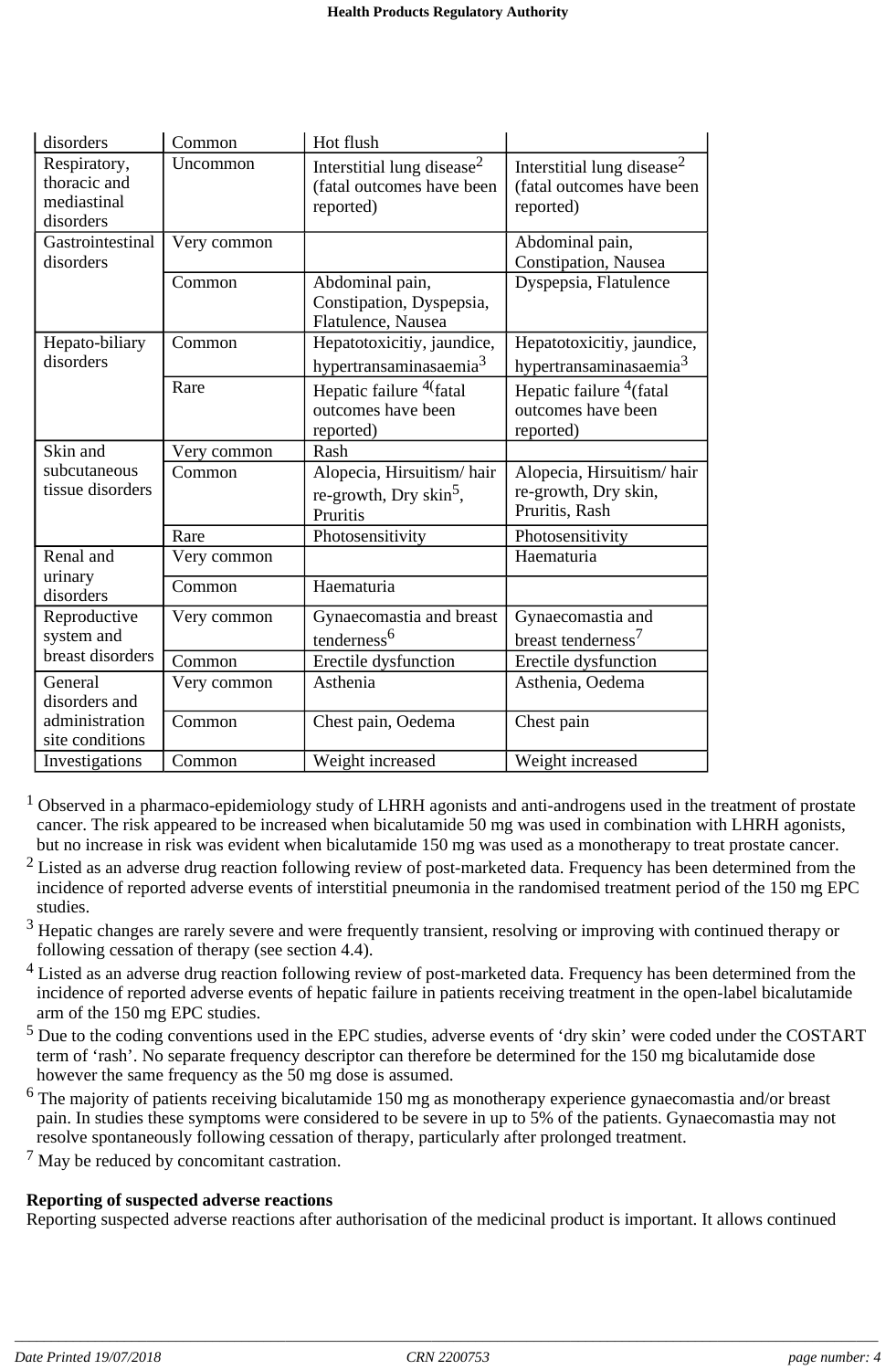| disorders | Common | Hot flush | |
|---|---|---|---|
| Respiratory, thoracic and mediastinal disorders | Uncommon | Interstitial lung disease[2] (fatal outcomes have been reported) | Interstitial lung disease[2] (fatal outcomes have been reported) |
| Gastrointestinal disorders | Very common | | Abdominal pain, Constipation, Nausea |
| | Common | Abdominal pain, Constipation, Dyspepsia, Flatulence, Nausea | Dyspepsia, Flatulence |
| Hepato-biliary disorders | Common | Hepatotoxicitiy, jaundice, hypertransaminasaemia[3] | Hepatotoxicitiy, jaundice, hypertransaminasaemia[3] |
| | Rare | Hepatic failure [4](fatal outcomes have been reported) | Hepatic failure [4](fatal outcomes have been reported) |
| Skin and subcutaneous tissue disorders | Very common | Rash | |
| | Common | Alopecia, Hirsuitism/ hair re-growth, Dry skin[5], Pruritis | Alopecia, Hirsuitism/ hair re-growth, Dry skin, Pruritis, Rash |
| | Rare | Photosensitivity | Photosensitivity |
| Renal and urinary disorders | Very common | | Haematuria |
| | Common | Haematuria | |
| Reproductive system and breast disorders | Very common | Gynaecomastia and breast tenderness[6] | Gynaecomastia and breast tenderness[7] |
| | Common | Erectile dysfunction | Erectile dysfunction |
| General disorders and administration site conditions | Very common | Asthenia | Asthenia, Oedema |
| | Common | Chest pain, Oedema | Chest pain |
| Investigations | Common | Weight increased | Weight increased |

[1] Observed in a pharmaco-epidemiology study of LHRH agonists and anti-androgens used in the treatment of prostate cancer. The risk appeared to be increased when bicalutamide 50 mg was used in combination with LHRH agonists, but no increase in risk was evident when bicalutamide 150 mg was used as a monotherapy to treat prostate cancer.

[2] Listed as an adverse drug reaction following review of post-marketed data. Frequency has been determined from the incidence of reported adverse events of interstitial pneumonia in the randomised treatment period of the 150 mg EPC studies.

[3] Hepatic changes are rarely severe and were frequently transient, resolving or improving with continued therapy or following cessation of therapy (see section 4.4).

[4] Listed as an adverse drug reaction following review of post-marketed data. Frequency has been determined from the incidence of reported adverse events of hepatic failure in patients receiving treatment in the open-label bicalutamide arm of the 150 mg EPC studies.

[5] Due to the coding conventions used in the EPC studies, adverse events of 'dry skin' were coded under the COSTART term of 'rash'. No separate frequency descriptor can therefore be determined for the 150 mg bicalutamide dose however the same frequency as the 50 mg dose is assumed.

[6] The majority of patients receiving bicalutamide 150 mg as monotherapy experience gynaecomastia and/or breast pain. In studies these symptoms were considered to be severe in up to 5% of the patients. Gynaecomastia may not resolve spontaneously following cessation of therapy, particularly after prolonged treatment.

[7] May be reduced by concomitant castration.

**Reporting of suspected adverse reactions**

Reporting suspected adverse reactions after authorisation of the medicinal product is important. It allows continued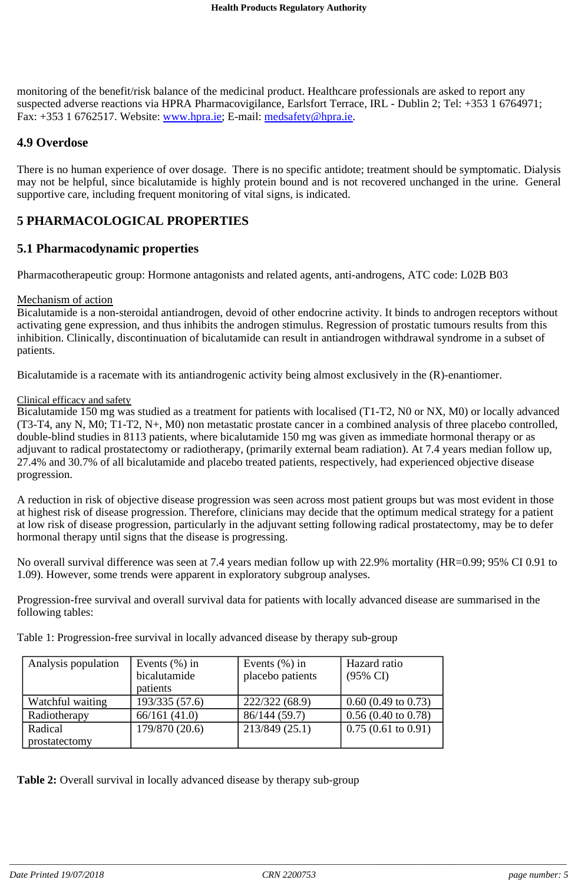monitoring of the benefit/risk balance of the medicinal product. Healthcare professionals are asked to report any suspected adverse reactions via HPRA Pharmacovigilance, Earlsfort Terrace, IRL - Dublin 2; Tel: +353 1 6764971; Fax: +353 1 6762517. Website: www.hpra.ie; E-mail: medsafety@hpra.ie.

## 4.9 Overdose

There is no human experience of over dosage. There is no specific antidote; treatment should be symptomatic. Dialysis may not be helpful, since bicalutamide is highly protein bound and is not recovered unchanged in the urine. General supportive care, including frequent monitoring of vital signs, is indicated.

# 5 PHARMACOLOGICAL PROPERTIES

## 5.1 Pharmacodynamic properties

Pharmacotherapeutic group: Hormone antagonists and related agents, anti-androgens, ATC code: L02B B03

Mechanism of action

Bicalutamide is a non-steroidal antiandrogen, devoid of other endocrine activity. It binds to androgen receptors without activating gene expression, and thus inhibits the androgen stimulus. Regression of prostatic tumours results from this inhibition. Clinically, discontinuation of bicalutamide can result in antiandrogen withdrawal syndrome in a subset of patients.

Bicalutamide is a racemate with its antiandrogenic activity being almost exclusively in the (R)-enantiomer.

Clinical efficacy and safety

Bicalutamide 150 mg was studied as a treatment for patients with localised (T1-T2, N0 or NX, M0) or locally advanced (T3-T4, any N, M0; T1-T2, N+, M0) non metastatic prostate cancer in a combined analysis of three placebo controlled, double-blind studies in 8113 patients, where bicalutamide 150 mg was given as immediate hormonal therapy or as adjuvant to radical prostatectomy or radiotherapy, (primarily external beam radiation). At 7.4 years median follow up, 27.4% and 30.7% of all bicalutamide and placebo treated patients, respectively, had experienced objective disease progression.

A reduction in risk of objective disease progression was seen across most patient groups but was most evident in those at highest risk of disease progression. Therefore, clinicians may decide that the optimum medical strategy for a patient at low risk of disease progression, particularly in the adjuvant setting following radical prostatectomy, may be to defer hormonal therapy until signs that the disease is progressing.

No overall survival difference was seen at 7.4 years median follow up with 22.9% mortality (HR=0.99; 95% CI 0.91 to 1.09). However, some trends were apparent in exploratory subgroup analyses.

Progression-free survival and overall survival data for patients with locally advanced disease are summarised in the following tables:

Table 1: Progression-free survival in locally advanced disease by therapy sub-group

| Analysis population | Events (%) in bicalutamide patients | Events (%) in placebo patients | Hazard ratio (95% CI) |
|---|---|---|---|
| Watchful waiting | 193/335 (57.6) | 222/322 (68.9) | 0.60 (0.49 to 0.73) |
| Radiotherapy | 66/161 (41.0) | 86/144 (59.7) | 0.56 (0.40 to 0.78) |
| Radical prostatectomy | 179/870 (20.6) | 213/849 (25.1) | 0.75 (0.61 to 0.91) |

**Table 2:** Overall survival in locally advanced disease by therapy sub-group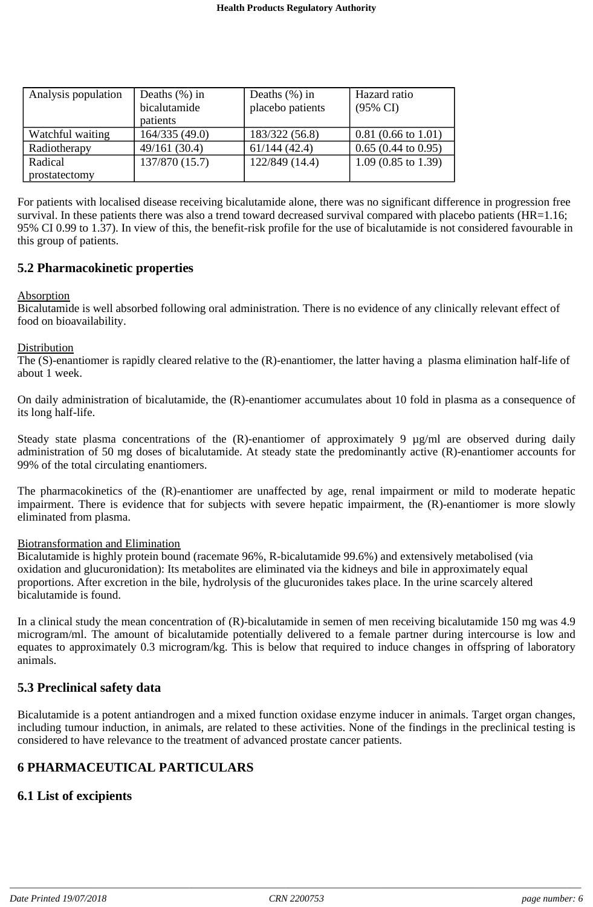| Analysis population | Deaths (%) in bicalutamide patients | Deaths (%) in placebo patients | Hazard ratio (95% CI) |
| --- | --- | --- | --- |
| Watchful waiting | 164/335 (49.0) | 183/322 (56.8) | 0.81 (0.66 to 1.01) |
| Radiotherapy | 49/161 (30.4) | 61/144 (42.4) | 0.65 (0.44 to 0.95) |
| Radical prostatectomy | 137/870 (15.7) | 122/849 (14.4) | 1.09 (0.85 to 1.39) |

For patients with localised disease receiving bicalutamide alone, there was no significant difference in progression free survival. In these patients there was also a trend toward decreased survival compared with placebo patients (HR=1.16; 95% CI 0.99 to 1.37). In view of this, the benefit-risk profile for the use of bicalutamide is not considered favourable in this group of patients.

## 5.2 Pharmacokinetic properties

Absorption

Bicalutamide is well absorbed following oral administration. There is no evidence of any clinically relevant effect of food on bioavailability.

Distribution

The (S)-enantiomer is rapidly cleared relative to the (R)-enantiomer, the latter having a plasma elimination half-life of about 1 week.

On daily administration of bicalutamide, the (R)-enantiomer accumulates about 10 fold in plasma as a consequence of its long half-life.

Steady state plasma concentrations of the (R)-enantiomer of approximately 9 µg/ml are observed during daily administration of 50 mg doses of bicalutamide. At steady state the predominantly active (R)-enantiomer accounts for 99% of the total circulating enantiomers.

The pharmacokinetics of the (R)-enantiomer are unaffected by age, renal impairment or mild to moderate hepatic impairment. There is evidence that for subjects with severe hepatic impairment, the (R)-enantiomer is more slowly eliminated from plasma.

Biotransformation and Elimination

Bicalutamide is highly protein bound (racemate 96%, R-bicalutamide 99.6%) and extensively metabolised (via oxidation and glucuronidation): Its metabolites are eliminated via the kidneys and bile in approximately equal proportions. After excretion in the bile, hydrolysis of the glucuronides takes place. In the urine scarcely altered bicalutamide is found.

In a clinical study the mean concentration of (R)-bicalutamide in semen of men receiving bicalutamide 150 mg was 4.9 microgram/ml. The amount of bicalutamide potentially delivered to a female partner during intercourse is low and equates to approximately 0.3 microgram/kg. This is below that required to induce changes in offspring of laboratory animals.

## 5.3 Preclinical safety data

Bicalutamide is a potent antiandrogen and a mixed function oxidase enzyme inducer in animals. Target organ changes, including tumour induction, in animals, are related to these activities. None of the findings in the preclinical testing is considered to have relevance to the treatment of advanced prostate cancer patients.

# 6 PHARMACEUTICAL PARTICULARS

## 6.1 List of excipients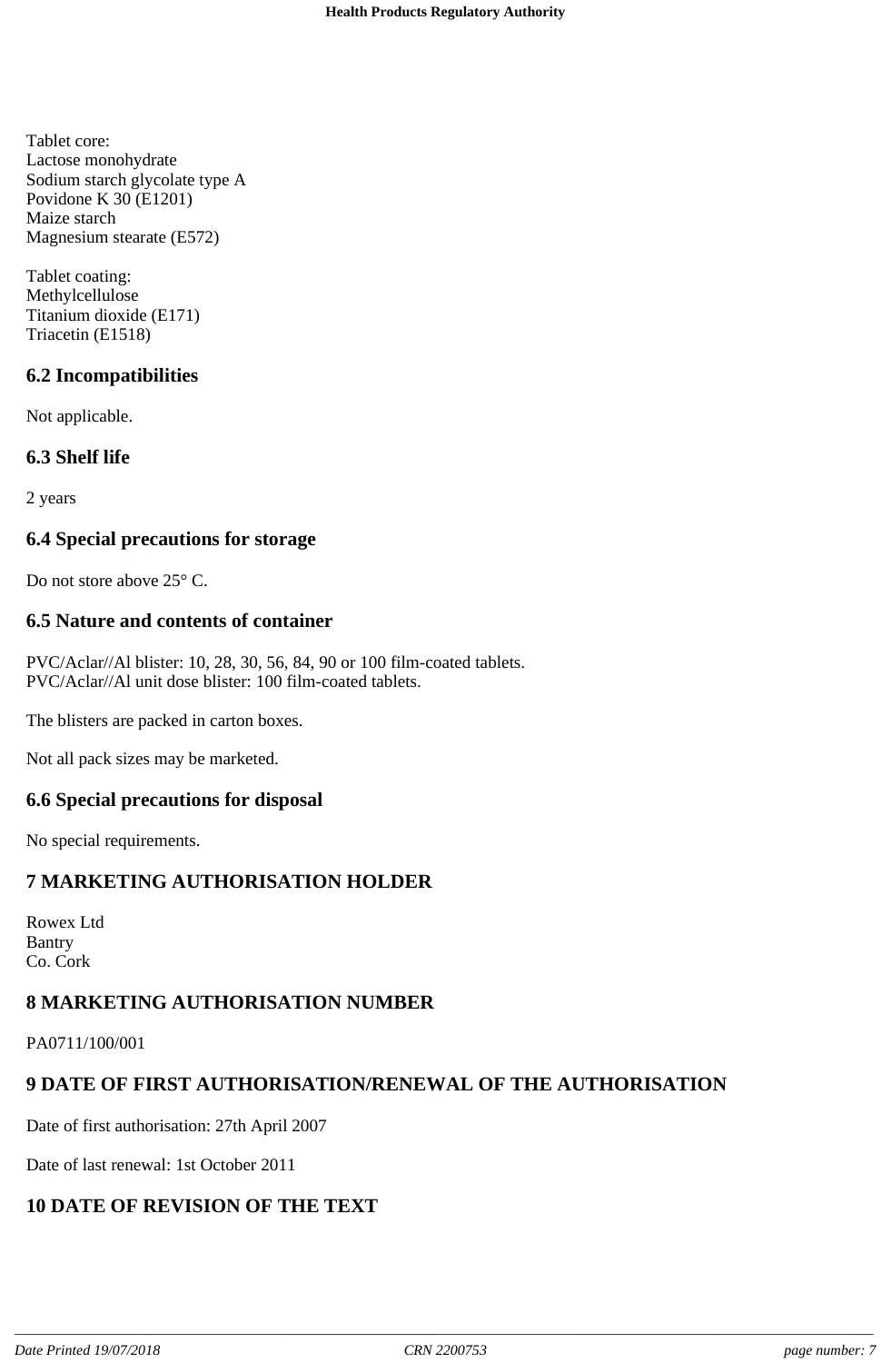Tablet core:
Lactose monohydrate
Sodium starch glycolate type A
Povidone K 30 (E1201)
Maize starch
Magnesium stearate (E572)

Tablet coating:
Methylcellulose
Titanium dioxide (E171)
Triacetin (E1518)

### 6.2 Incompatibilities

Not applicable.

### 6.3 Shelf life

2 years

### 6.4 Special precautions for storage

Do not store above 25° C.

### 6.5 Nature and contents of container

PVC/Aclar//Al blister: 10, 28, 30, 56, 84, 90 or 100 film-coated tablets.
PVC/Aclar//Al unit dose blister: 100 film-coated tablets.

The blisters are packed in carton boxes.

Not all pack sizes may be marketed.

### 6.6 Special precautions for disposal

No special requirements.

## 7 MARKETING AUTHORISATION HOLDER

Rowex Ltd
Bantry
Co. Cork

## 8 MARKETING AUTHORISATION NUMBER

PA0711/100/001

## 9 DATE OF FIRST AUTHORISATION/RENEWAL OF THE AUTHORISATION

Date of first authorisation: 27th April 2007

Date of last renewal: 1st October 2011

## 10 DATE OF REVISION OF THE TEXT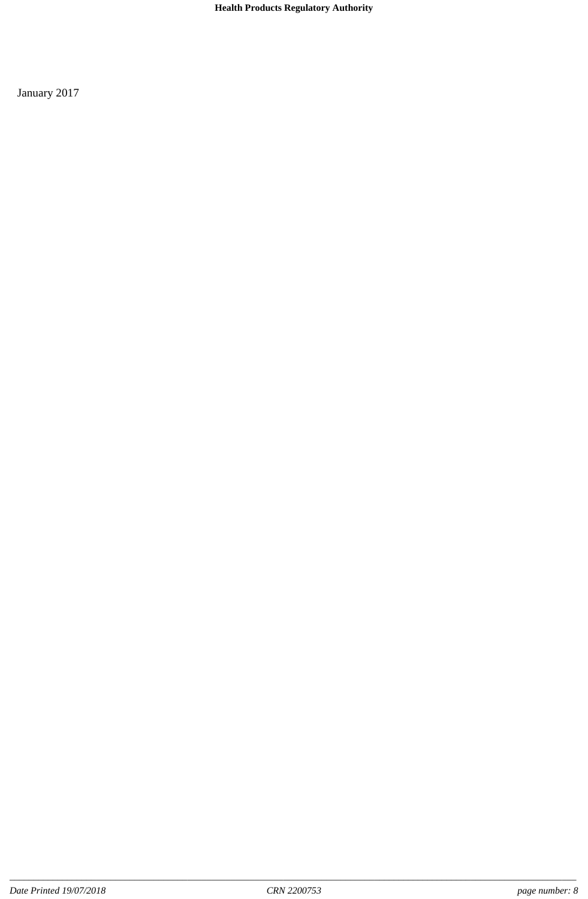January 2017